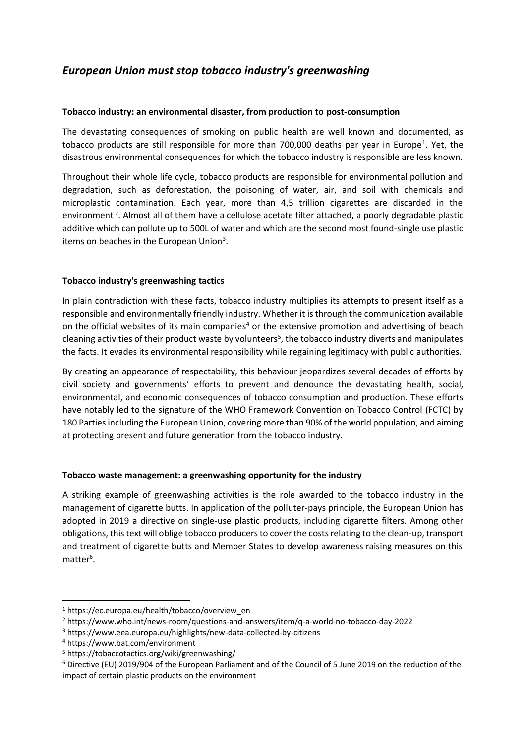# *European Union must stop tobacco industry's greenwashing*

**Tobacco industry: an environmental disaster, from production to post-consumption**

The devastating consequences of smoking on public health are well known and documented, as tobacco products are still responsible for more than 700,000 deaths per year in Europe[1]. Yet, the disastrous environmental consequences for which the tobacco industry is responsible are less known.

Throughout their whole life cycle, tobacco products are responsible for environmental pollution and degradation, such as deforestation, the poisoning of water, air, and soil with chemicals and microplastic contamination. Each year, more than 4,5 trillion cigarettes are discarded in the environment[2]. Almost all of them have a cellulose acetate filter attached, a poorly degradable plastic additive which can pollute up to 500L of water and which are the second most found-single use plastic items on beaches in the European Union[3].

**Tobacco industry's greenwashing tactics**

In plain contradiction with these facts, tobacco industry multiplies its attempts to present itself as a responsible and environmentally friendly industry. Whether it is through the communication available on the official websites of its main companies[4] or the extensive promotion and advertising of beach cleaning activities of their product waste by volunteers[5], the tobacco industry diverts and manipulates the facts. It evades its environmental responsibility while regaining legitimacy with public authorities.

By creating an appearance of respectability, this behaviour jeopardizes several decades of efforts by civil society and governments' efforts to prevent and denounce the devastating health, social, environmental, and economic consequences of tobacco consumption and production. These efforts have notably led to the signature of the WHO Framework Convention on Tobacco Control (FCTC) by 180 Parties including the European Union, covering more than 90% of the world population, and aiming at protecting present and future generation from the tobacco industry.

**Tobacco waste management: a greenwashing opportunity for the industry**

A striking example of greenwashing activities is the role awarded to the tobacco industry in the management of cigarette butts. In application of the polluter-pays principle, the European Union has adopted in 2019 a directive on single-use plastic products, including cigarette filters. Among other obligations, this text will oblige tobacco producers to cover the costs relating to the clean-up, transport and treatment of cigarette butts and Member States to develop awareness raising measures on this matter[6].

---

[1] https://ec.europa.eu/health/tobacco/overview_en

[2] https://www.who.int/news-room/questions-and-answers/item/q-a-world-no-tobacco-day-2022

[3] https://www.eea.europa.eu/highlights/new-data-collected-by-citizens

[4] https://www.bat.com/environment

[5] https://tobaccotactics.org/wiki/greenwashing/

[6] Directive (EU) 2019/904 of the European Parliament and of the Council of 5 June 2019 on the reduction of the impact of certain plastic products on the environment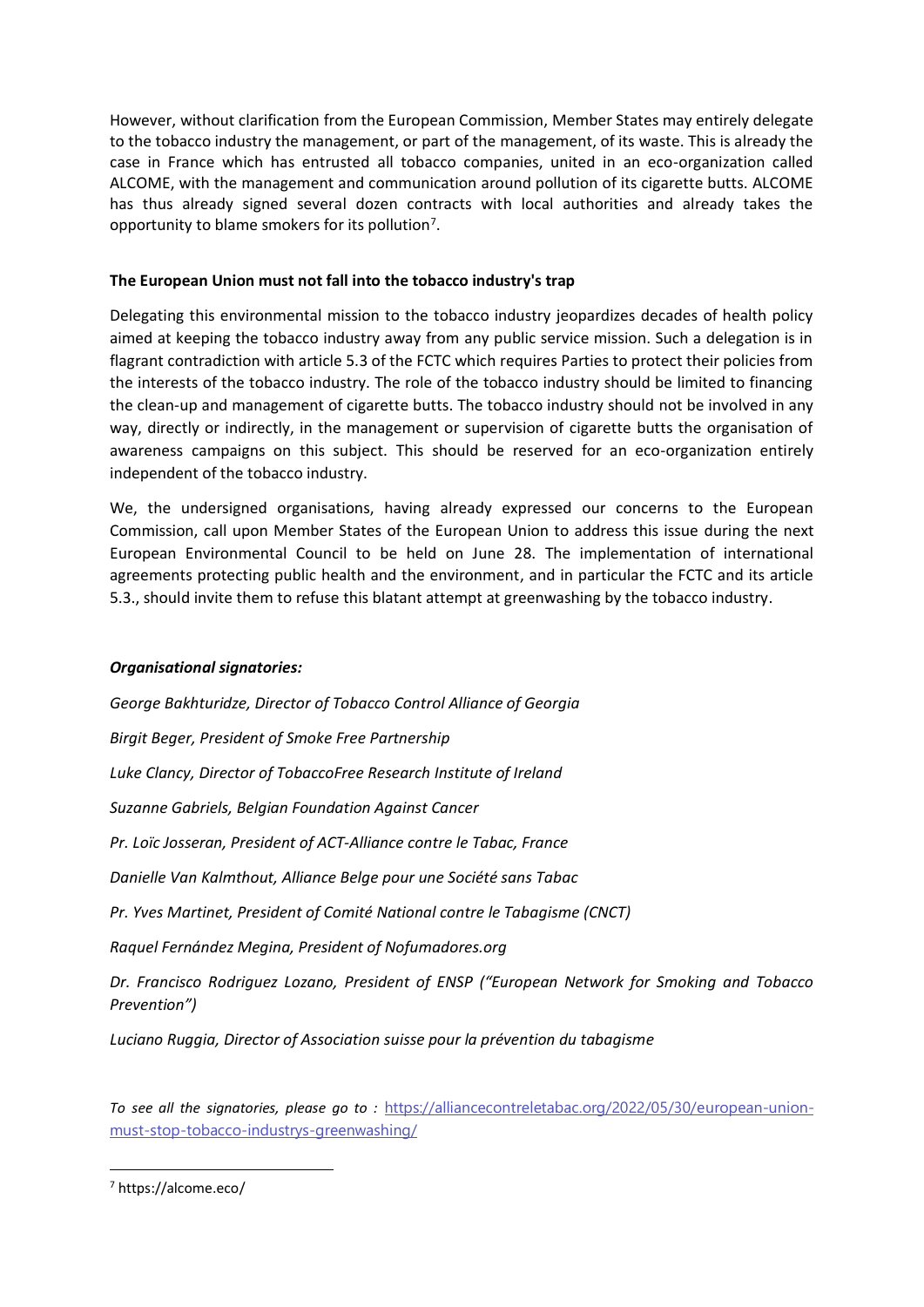However, without clarification from the European Commission, Member States may entirely delegate to the tobacco industry the management, or part of the management, of its waste. This is already the case in France which has entrusted all tobacco companies, united in an eco-organization called ALCOME, with the management and communication around pollution of its cigarette butts. ALCOME has thus already signed several dozen contracts with local authorities and already takes the opportunity to blame smokers for its pollution[7].

**The European Union must not fall into the tobacco industry's trap**

Delegating this environmental mission to the tobacco industry jeopardizes decades of health policy aimed at keeping the tobacco industry away from any public service mission. Such a delegation is in flagrant contradiction with article 5.3 of the FCTC which requires Parties to protect their policies from the interests of the tobacco industry. The role of the tobacco industry should be limited to financing the clean-up and management of cigarette butts. The tobacco industry should not be involved in any way, directly or indirectly, in the management or supervision of cigarette butts the organisation of awareness campaigns on this subject. This should be reserved for an eco-organization entirely independent of the tobacco industry.

We, the undersigned organisations, having already expressed our concerns to the European Commission, call upon Member States of the European Union to address this issue during the next European Environmental Council to be held on June 28. The implementation of international agreements protecting public health and the environment, and in particular the FCTC and its article 5.3., should invite them to refuse this blatant attempt at greenwashing by the tobacco industry.

***Organisational signatories:***

*George Bakhturidze, Director of Tobacco Control Alliance of Georgia*

*Birgit Beger, President of Smoke Free Partnership*

*Luke Clancy, Director of TobaccoFree Research Institute of Ireland*

*Suzanne Gabriels, Belgian Foundation Against Cancer*

*Pr. Loïc Josseran, President of ACT-Alliance contre le Tabac, France*

*Danielle Van Kalmthout, Alliance Belge pour une Société sans Tabac*

*Pr. Yves Martinet, President of Comité National contre le Tabagisme (CNCT)*

*Raquel Fernández Megina, President of Nofumadores.org*

*Dr. Francisco Rodriguez Lozano, President of ENSP ("European Network for Smoking and Tobacco Prevention")*

*Luciano Ruggia, Director of Association suisse pour la prévention du tabagisme*

*To see all the signatories, please go to :* https://alliancecontreletabac.org/2022/05/30/european-union-must-stop-tobacco-industrys-greenwashing/

[7] https://alcome.eco/